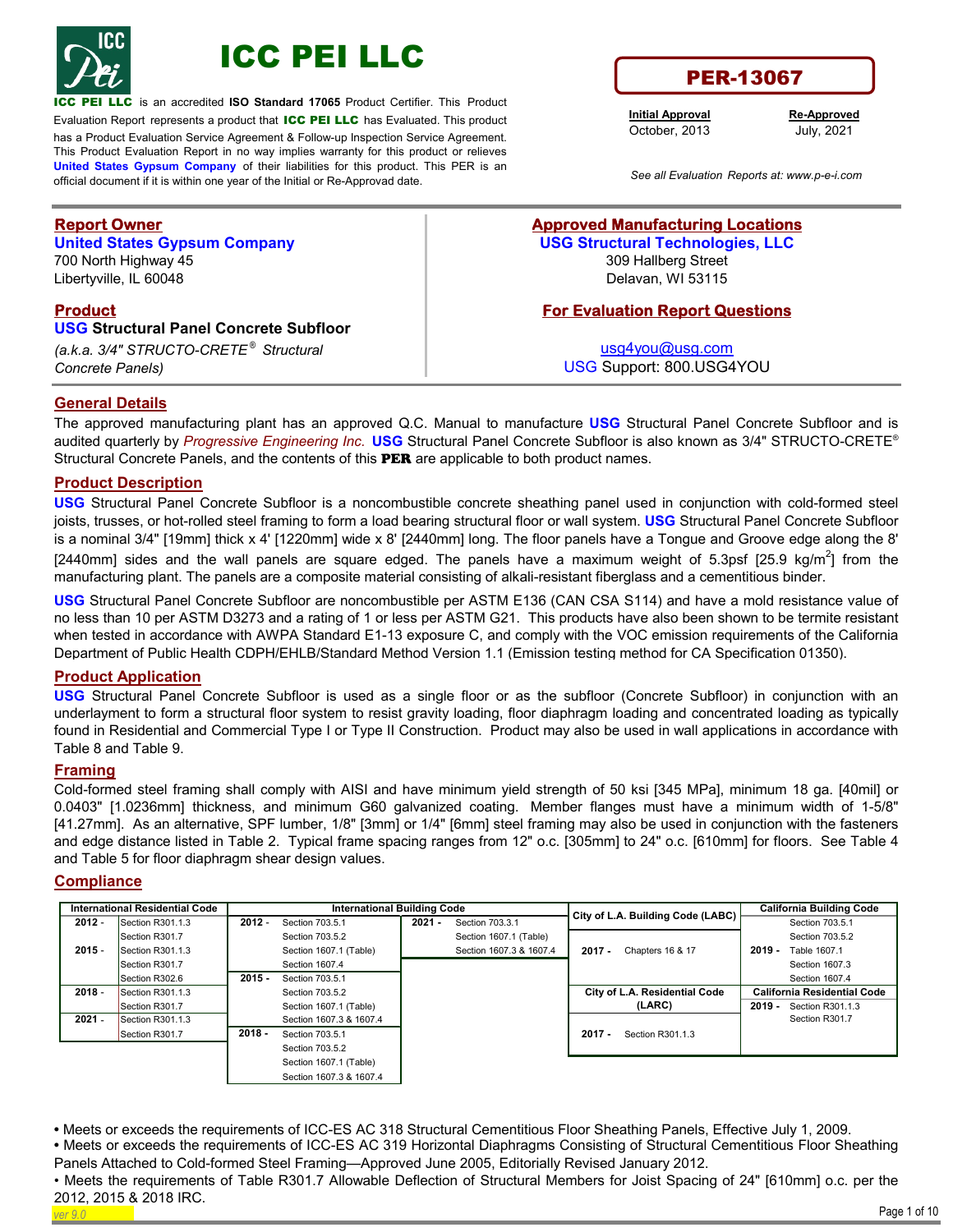# ICC PEI LLC

**ICC PEI LLC** is an accredited **ISO Standard 17065** Product Certifier. This Product Evaluation Report represents a product that **ICC PEI LLC** has Evaluated. This product has a Product Evaluation Service Agreement & Follow-up Inspection Service Agreement. This Product Evaluation Report in no way implies warranty for this product or relieves **United States Gypsum Company** of their liabilities for this product. This PER is an official document if it is within one year of the Initial or Re-Approvad date.

## PER-13067

| Initial Approval | Re-Approved |
|---|---|
| October, 2013 | July, 2021 |

*See all Evaluation Reports at: www.p-e-i.com*

## Report Owner

**United States Gypsum Company**
700 North Highway 45
Libertyville, IL 60048

## Approved Manufacturing Locations

**USG Structural Technologies, LLC**
309 Hallberg Street
Delavan, WI 53115

## Product

**USG Structural Panel Concrete Subfloor**

*(a.k.a. 3/4" STRUCTO-CRETE® Structural Concrete Panels)*

## For Evaluation Report Questions

usg4you@usg.com
USG Support: 800.USG4YOU

## General Details

The approved manufacturing plant has an approved Q.C. Manual to manufacture **USG** Structural Panel Concrete Subfloor and is audited quarterly by *Progressive Engineering Inc.* **USG** Structural Panel Concrete Subfloor is also known as 3/4" STRUCTO-CRETE® Structural Concrete Panels, and the contents of this **PER** are applicable to both product names.

## Product Description

**USG** Structural Panel Concrete Subfloor is a noncombustible concrete sheathing panel used in conjunction with cold-formed steel joists, trusses, or hot-rolled steel framing to form a load bearing structural floor or wall system. **USG** Structural Panel Concrete Subfloor is a nominal 3/4" [19mm] thick x 4' [1220mm] wide x 8' [2440mm] long. The floor panels have a Tongue and Groove edge along the 8' [2440mm] sides and the wall panels are square edged. The panels have a maximum weight of 5.3psf [25.9 kg/m$^2$] from the manufacturing plant. The panels are a composite material consisting of alkali-resistant fiberglass and a cementitious binder.

**USG** Structural Panel Concrete Subfloor are noncombustible per ASTM E136 (CAN CSA S114) and have a mold resistance value of no less than 10 per ASTM D3273 and a rating of 1 or less per ASTM G21. This products have also been shown to be termite resistant when tested in accordance with AWPA Standard E1-13 exposure C, and comply with the VOC emission requirements of the California Department of Public Health CDPH/EHLB/Standard Method Version 1.1 (Emission testing method for CA Specification 01350).

## Product Application

**USG** Structural Panel Concrete Subfloor is used as a single floor or as the subfloor (Concrete Subfloor) in conjunction with an underlayment to form a structural floor system to resist gravity loading, floor diaphragm loading and concentrated loading as typically found in Residential and Commercial Type I or Type II Construction. Product may also be used in wall applications in accordance with Table 8 and Table 9.

## Framing

Cold-formed steel framing shall comply with AISI and have minimum yield strength of 50 ksi [345 MPa], minimum 18 ga. [40mil] or 0.0403" [1.0236mm] thickness, and minimum G60 galvanized coating. Member flanges must have a minimum width of 1-5/8" [41.27mm]. As an alternative, SPF lumber, 1/8" [3mm] or 1/4" [6mm] steel framing may also be used in conjunction with the fasteners and edge distance listed in Table 2. Typical frame spacing ranges from 12" o.c. [305mm] to 24" o.c. [610mm] for floors. See Table 4 and Table 5 for floor diaphragm shear design values.

## Compliance

| International Residential Code | | International Building Code | | | | City of L.A. Building Code (LABC) | | California Building Code | |
|---|---|---|---|---|---|---|---|---|---|
| 2012 - | Section R301.1.3 | 2012 - | Section 703.5.1 | 2021 - | Section 703.3.1 | 2017 - | Chapters 16 & 17 | | Section 703.5.1 |
| | Section R301.7 | | Section 703.5.2 | | Section 1607.1 (Table) | | | | Section 703.5.2 |
| 2015 - | Section R301.1.3 | | Section 1607.1 (Table) | | Section 1607.3 & 1607.4 | | | 2019 - | Table 1607.1 |
| | Section R301.7 | | Section 1607.4 | | | | | | Section 1607.3 |
| | Section R302.6 | 2015 - | Section 703.5.1 | | | | | | Section 1607.4 |
| 2018 - | Section R301.1.3 | | Section 703.5.2 | | | **City of L.A. Residential Code (LARC)** | | **California Residential Code** | |
| | Section R301.7 | | Section 1607.1 (Table) | | | 2017 - | Section R301.1.3 | 2019 - | Section R301.1.3 |
| 2021 - | Section R301.1.3 | | Section 1607.3 & 1607.4 | | | | | | Section R301.7 |
| | Section R301.7 | 2018 - | Section 703.5.1 | | | | | | |
| | | | Section 703.5.2 | | | | | | |
| | | | Section 1607.1 (Table) | | | | | | |
| | | | Section 1607.3 & 1607.4 | | | | | | |

- Meets or exceeds the requirements of ICC-ES AC 318 Structural Cementitious Floor Sheathing Panels, Effective July 1, 2009.
- Meets or exceeds the requirements of ICC-ES AC 319 Horizontal Diaphragms Consisting of Structural Cementitious Floor Sheathing Panels Attached to Cold-formed Steel Framing—Approved June 2005, Editorially Revised January 2012.
- Meets the requirements of Table R301.7 Allowable Deflection of Structural Members for Joist Spacing of 24" [610mm] o.c. per the 2012, 2015 & 2018 IRC.

*ver 9.0*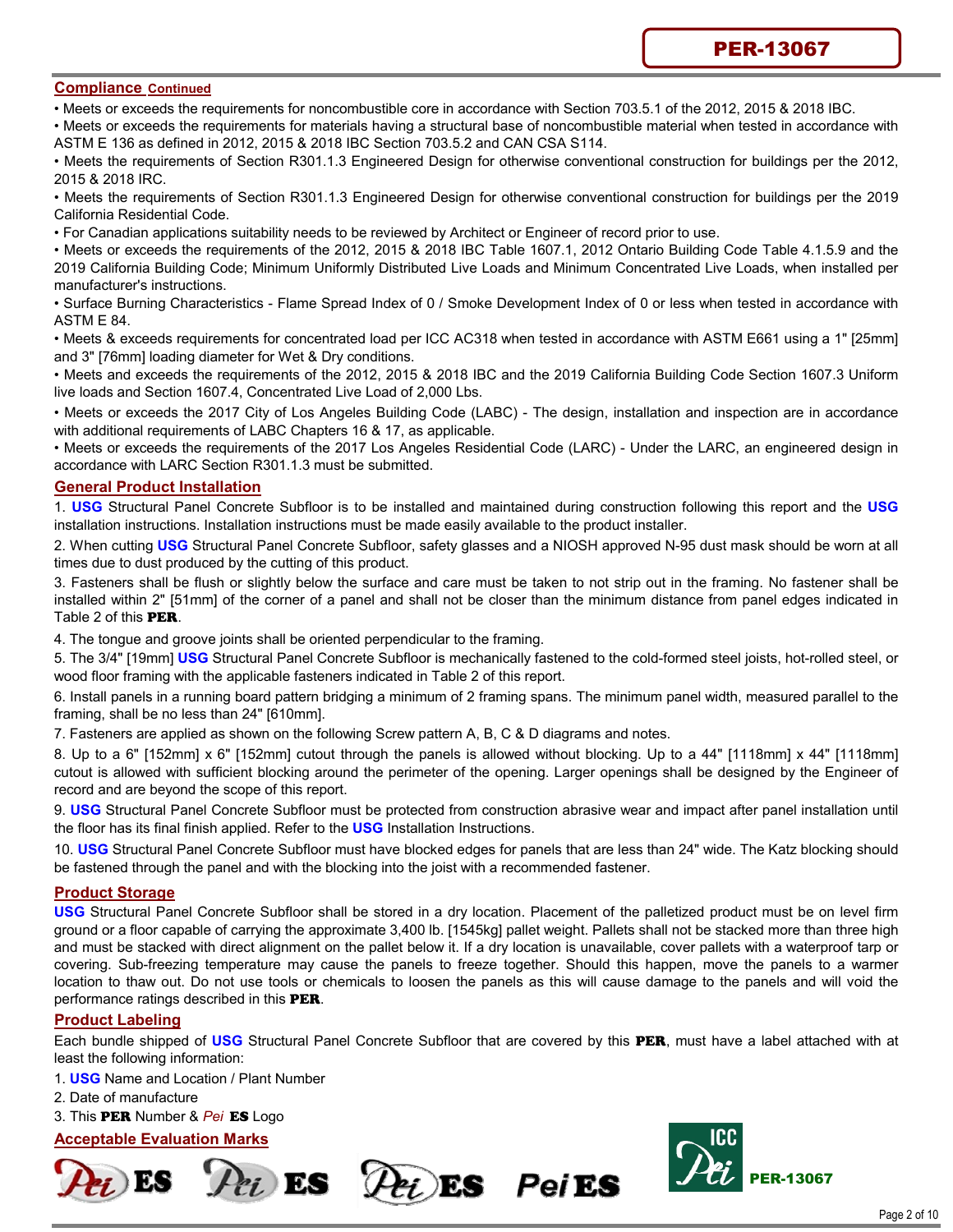## Compliance Continued

- Meets or exceeds the requirements for noncombustible core in accordance with Section 703.5.1 of the 2012, 2015 & 2018 IBC.
- Meets or exceeds the requirements for materials having a structural base of noncombustible material when tested in accordance with ASTM E 136 as defined in 2012, 2015 & 2018 IBC Section 703.5.2 and CAN CSA S114.
- Meets the requirements of Section R301.1.3 Engineered Design for otherwise conventional construction for buildings per the 2012, 2015 & 2018 IRC.
- Meets the requirements of Section R301.1.3 Engineered Design for otherwise conventional construction for buildings per the 2019 California Residential Code.
- For Canadian applications suitability needs to be reviewed by Architect or Engineer of record prior to use.
- Meets or exceeds the requirements of the 2012, 2015 & 2018 IBC Table 1607.1, 2012 Ontario Building Code Table 4.1.5.9 and the 2019 California Building Code; Minimum Uniformly Distributed Live Loads and Minimum Concentrated Live Loads, when installed per manufacturer's instructions.
- Surface Burning Characteristics - Flame Spread Index of 0 / Smoke Development Index of 0 or less when tested in accordance with ASTM E 84.
- Meets & exceeds requirements for concentrated load per ICC AC318 when tested in accordance with ASTM E661 using a 1" [25mm] and 3" [76mm] loading diameter for Wet & Dry conditions.
- Meets and exceeds the requirements of the 2012, 2015 & 2018 IBC and the 2019 California Building Code Section 1607.3 Uniform live loads and Section 1607.4, Concentrated Live Load of 2,000 Lbs.
- Meets or exceeds the 2017 City of Los Angeles Building Code (LABC) - The design, installation and inspection are in accordance with additional requirements of LABC Chapters 16 & 17, as applicable.
- Meets or exceeds the requirements of the 2017 Los Angeles Residential Code (LARC) - Under the LARC, an engineered design in accordance with LARC Section R301.1.3 must be submitted.

## General Product Installation

1. **USG** Structural Panel Concrete Subfloor is to be installed and maintained during construction following this report and the **USG** installation instructions. Installation instructions must be made easily available to the product installer.
2. When cutting **USG** Structural Panel Concrete Subfloor, safety glasses and a NIOSH approved N-95 dust mask should be worn at all times due to dust produced by the cutting of this product.
3. Fasteners shall be flush or slightly below the surface and care must be taken to not strip out in the framing. No fastener shall be installed within 2" [51mm] of the corner of a panel and shall not be closer than the minimum distance from panel edges indicated in Table 2 of this **PER**.
4. The tongue and groove joints shall be oriented perpendicular to the framing.
5. The 3/4" [19mm] **USG** Structural Panel Concrete Subfloor is mechanically fastened to the cold-formed steel joists, hot-rolled steel, or wood floor framing with the applicable fasteners indicated in Table 2 of this report.
6. Install panels in a running board pattern bridging a minimum of 2 framing spans. The minimum panel width, measured parallel to the framing, shall be no less than 24" [610mm].
7. Fasteners are applied as shown on the following Screw pattern A, B, C & D diagrams and notes.
8. Up to a 6" [152mm] x 6" [152mm] cutout through the panels is allowed without blocking. Up to a 44" [1118mm] x 44" [1118mm] cutout is allowed with sufficient blocking around the perimeter of the opening. Larger openings shall be designed by the Engineer of record and are beyond the scope of this report.
9. **USG** Structural Panel Concrete Subfloor must be protected from construction abrasive wear and impact after panel installation until the floor has its final finish applied. Refer to the **USG** Installation Instructions.
10. **USG** Structural Panel Concrete Subfloor must have blocked edges for panels that are less than 24" wide. The Katz blocking should be fastened through the panel and with the blocking into the joist with a recommended fastener.

## Product Storage

**USG** Structural Panel Concrete Subfloor shall be stored in a dry location. Placement of the palletized product must be on level firm ground or a floor capable of carrying the approximate 3,400 lb. [1545kg] pallet weight. Pallets shall not be stacked more than three high and must be stacked with direct alignment on the pallet below it. If a dry location is unavailable, cover pallets with a waterproof tarp or covering. Sub-freezing temperature may cause the panels to freeze together. Should this happen, move the panels to a warmer location to thaw out. Do not use tools or chemicals to loosen the panels as this will cause damage to the panels and will void the performance ratings described in this **PER**.

## Product Labeling

Each bundle shipped of **USG** Structural Panel Concrete Subfloor that are covered by this **PER**, must have a label attached with at least the following information:

1. **USG** Name and Location / Plant Number
2. Date of manufacture
3. This **PER** Number & *Pei* **ES** Logo

## Acceptable Evaluation Marks

Pei ES   Pei ES   Pei ES   Pei ES

ICC Pei PER-13067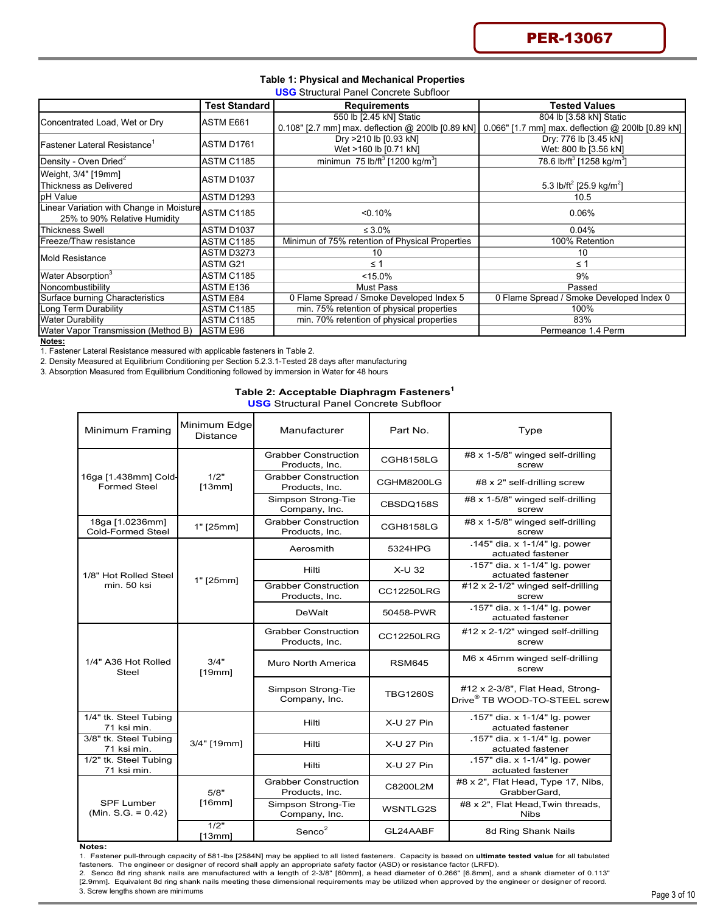PER-13067

**Table 1: Physical and Mechanical Properties**
**USG** Structural Panel Concrete Subfloor

| | Test Standard | Requirements | Tested Values |
|---|---|---|---|
| Concentrated Load, Wet or Dry | ASTM E661 | 550 lb [2.45 kN] Static<br>0.108" [2.7 mm] max. deflection @ 200lb [0.89 kN] | 804 lb [3.58 kN] Static<br>0.066" [1.7 mm] max. deflection @ 200lb [0.89 kN] |
| Fastener Lateral Resistance[1] | ASTM D1761 | Dry >210 lb [0.93 kN]<br>Wet >160 lb [0.71 kN] | Dry: 776 lb [3.45 kN]<br>Wet: 800 lb [3.56 kN] |
| Density - Oven Dried[2] | ASTM C1185 | minimun 75 lb/ft$^3$ [1200 kg/m$^3$] | 78.6 lb/ft$^3$ [1258 kg/m$^3$] |
| Weight, 3/4" [19mm] Thickness as Delivered | ASTM D1037 | | 5.3 lb/ft$^2$ [25.9 kg/m$^2$] |
| pH Value | ASTM D1293 | | 10.5 |
| Linear Variation with Change in Moisture 25% to 90% Relative Humidity | ASTM C1185 | <0.10% | 0.06% |
| Thickness Swell | ASTM D1037 | ≤ 3.0% | 0.04% |
| Freeze/Thaw resistance | ASTM C1185 | Minimun of 75% retention of Physical Properties | 100% Retention |
| Mold Resistance | ASTM D3273 | 10 | 10 |
| | ASTM G21 | ≤ 1 | ≤ 1 |
| Water Absorption[3] | ASTM C1185 | <15.0% | 9% |
| Noncombustibility | ASTM E136 | Must Pass | Passed |
| Surface burning Characteristics | ASTM E84 | 0 Flame Spread / Smoke Developed Index 5 | 0 Flame Spread / Smoke Developed Index 0 |
| Long Term Durability | ASTM C1185 | min. 75% retention of physical properties | 100% |
| Water Durability | ASTM C1185 | min. 70% retention of physical properties | 83% |
| Water Vapor Transmission (Method B) | ASTM E96 | | Permeance 1.4 Perm |

**Notes:**

1. Fastener Lateral Resistance measured with applicable fasteners in Table 2.
2. Density Measured at Equilibrium Conditioning per Section 5.2.3.1-Tested 28 days after manufacturing
3. Absorption Measured from Equilibrium Conditioning followed by immersion in Water for 48 hours

**Table 2: Acceptable Diaphragm Fasteners[1]**
**USG** Structural Panel Concrete Subfloor

| Minimum Framing | Minimum Edge Distance | Manufacturer | Part No. | Type |
|---|---|---|---|---|
| 16ga [1.438mm] Cold-Formed Steel | 1/2" [13mm] | Grabber Construction Products, Inc. | CGH8158LG | #8 x 1-5/8" winged self-drilling screw |
| | | Grabber Construction Products, Inc. | CGHM8200LG | #8 x 2" self-drilling screw |
| | | Simpson Strong-Tie Company, Inc. | CBSDQ158S | #8 x 1-5/8" winged self-drilling screw |
| 18ga [1.0236mm] Cold-Formed Steel | 1" [25mm] | Grabber Construction Products, Inc. | CGH8158LG | #8 x 1-5/8" winged self-drilling screw |
| 1/8" Hot Rolled Steel min. 50 ksi | 1" [25mm] | Aerosmith | 5324HPG | .145" dia. x 1-1/4" lg. power actuated fastener |
| | | Hilti | X-U 32 | .157" dia. x 1-1/4" lg. power actuated fastener |
| | | Grabber Construction Products, Inc. | CC12250LRG | #12 x 2-1/2" winged self-drilling screw |
| | | DeWalt | 50458-PWR | .157" dia. x 1-1/4" lg. power actuated fastener |
| 1/4" A36 Hot Rolled Steel | 3/4" [19mm] | Grabber Construction Products, Inc. | CC12250LRG | #12 x 2-1/2" winged self-drilling screw |
| | | Muro North America | RSM645 | M6 x 45mm winged self-drilling screw |
| | | Simpson Strong-Tie Company, Inc. | TBG1260S | #12 x 2-3/8", Flat Head, Strong-Drive® TB WOOD-TO-STEEL screw |
| 1/4" tk. Steel Tubing 71 ksi min. | 3/4" [19mm] | Hilti | X-U 27 Pin | .157" dia. x 1-1/4" lg. power actuated fastener |
| 3/8" tk. Steel Tubing 71 ksi min. | | Hilti | X-U 27 Pin | .157" dia. x 1-1/4" lg. power actuated fastener |
| 1/2" tk. Steel Tubing 71 ksi min. | | Hilti | X-U 27 Pin | .157" dia. x 1-1/4" lg. power actuated fastener |
| SPF Lumber (Min. S.G. = 0.42) | 5/8" [16mm] | Grabber Construction Products, Inc. | C8200L2M | #8 x 2", Flat Head, Type 17, Nibs, GrabberGard, |
| | | Simpson Strong-Tie Company, Inc. | WSNTLG2S | #8 x 2", Flat Head,Twin threads, Nibs |
| | 1/2" [13mm] | Senco[2] | GL24AABF | 8d Ring Shank Nails |

**Notes:**

1. Fastener pull-through capacity of 581-lbs [2584N] may be applied to all listed fasteners. Capacity is based on **ultimate tested value** for all tabulated fasteners. The engineer or designer of record shall apply an appropriate safety factor (ASD) or resistance factor (LRFD).
2. Senco 8d ring shank nails are manufactured with a length of 2-3/8" [60mm], a head diameter of 0.266" [6.8mm], and a shank diameter of 0.113" [2.9mm]. Equivalent 8d ring shank nails meeting these dimensional requirements may be utilized when approved by the engineer or designer of record.
3. Screw lengths shown are minimums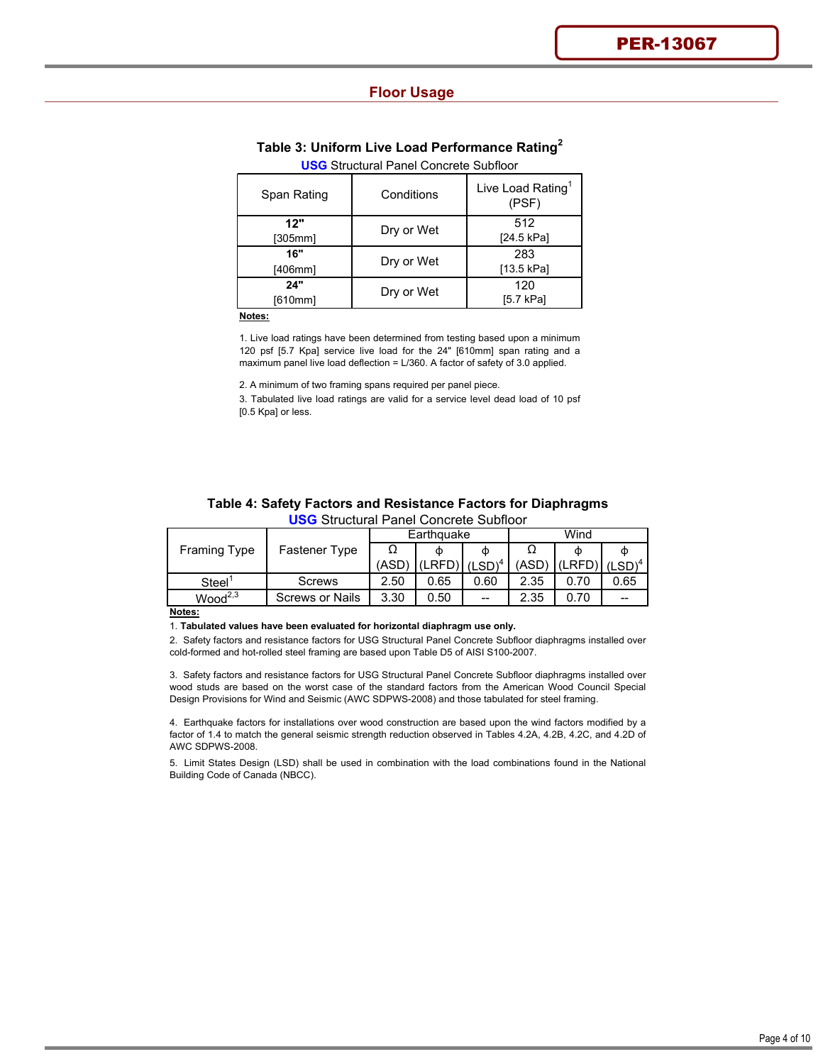## Floor Usage

### Table 3: Uniform Live Load Performance Rating[2]

**USG** Structural Panel Concrete Subfloor

| Span Rating | Conditions | Live Load Rating[1] (PSF) |
|---|---|---|
| **12"** [305mm] | Dry or Wet | 512 [24.5 kPa] |
| **16"** [406mm] | Dry or Wet | 283 [13.5 kPa] |
| **24"** [610mm] | Dry or Wet | 120 [5.7 kPa] |

**Notes:**

1. Live load ratings have been determined from testing based upon a minimum 120 psf [5.7 Kpa] service live load for the 24" [610mm] span rating and a maximum panel live load deflection = L/360. A factor of safety of 3.0 applied.

2. A minimum of two framing spans required per panel piece.

3. Tabulated live load ratings are valid for a service level dead load of 10 psf [0.5 Kpa] or less.

### Table 4: Safety Factors and Resistance Factors for Diaphragms

**USG** Structural Panel Concrete Subfloor

| Framing Type | Fastener Type | Earthquake | | | Wind | | |
|---|---|---|---|---|---|---|---|
| | | Ω (ASD) | ϕ (LRFD) | ϕ (LSD)[4] | Ω (ASD) | ϕ (LRFD) | ϕ (LSD)[4] |
| Steel[1] | Screws | 2.50 | 0.65 | 0.60 | 2.35 | 0.70 | 0.65 |
| Wood[2,3] | Screws or Nails | 3.30 | 0.50 | -- | 2.35 | 0.70 | -- |

**Notes:**

1. **Tabulated values have been evaluated for horizontal diaphragm use only.**

2. Safety factors and resistance factors for USG Structural Panel Concrete Subfloor diaphragms installed over cold-formed and hot-rolled steel framing are based upon Table D5 of AISI S100-2007.

3. Safety factors and resistance factors for USG Structural Panel Concrete Subfloor diaphragms installed over wood studs are based on the worst case of the standard factors from the American Wood Council Special Design Provisions for Wind and Seismic (AWC SDPWS-2008) and those tabulated for steel framing.

4. Earthquake factors for installations over wood construction are based upon the wind factors modified by a factor of 1.4 to match the general seismic strength reduction observed in Tables 4.2A, 4.2B, 4.2C, and 4.2D of AWC SDPWS-2008.

5. Limit States Design (LSD) shall be used in combination with the load combinations found in the National Building Code of Canada (NBCC).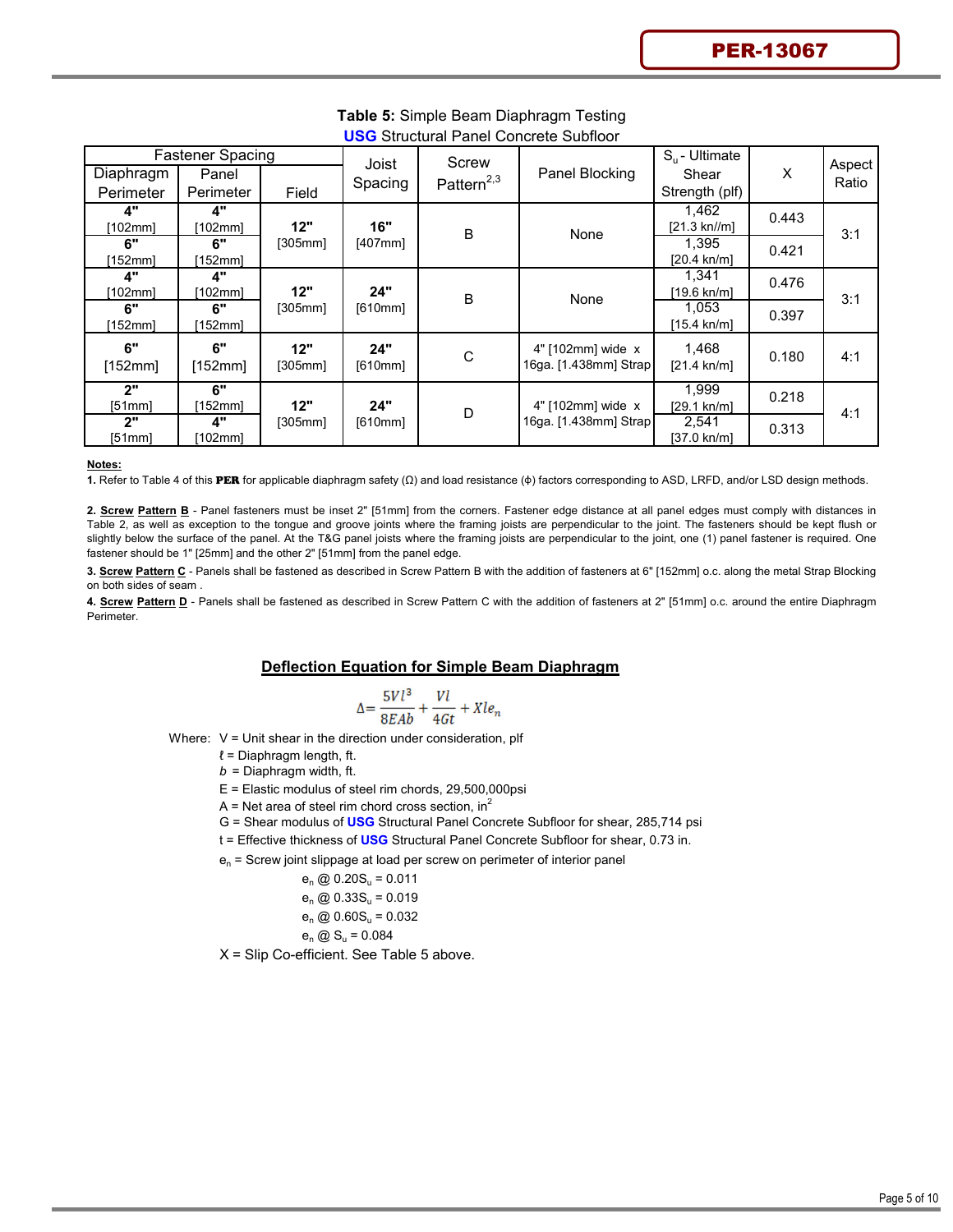**Table 5:** Simple Beam Diaphragm Testing
**USG** Structural Panel Concrete Subfloor

| Fastener Spacing | | | Joist Spacing | Screw Pattern[2,3] | Panel Blocking | $S_u$ - Ultimate Shear Strength (plf) | X | Aspect Ratio |
|---|---|---|---|---|---|---|---|---|
| Diaphragm Perimeter | Panel Perimeter | Field | | | | | | |
| **4"** [102mm] | **4"** [102mm] | **12"** [305mm] | **16"** [407mm] | B | None | 1,462 [21.3 kn//m] | 0.443 | 3:1 |
| **6"** [152mm] | **6"** [152mm] | | | | | 1,395 [20.4 kn/m] | 0.421 | |
| **4"** [102mm] | **4"** [102mm] | **12"** [305mm] | **24"** [610mm] | B | None | 1,341 [19.6 kn/m] | 0.476 | 3:1 |
| **6"** [152mm] | **6"** [152mm] | | | | | 1,053 [15.4 kn/m] | 0.397 | |
| **6"** [152mm] | **6"** [152mm] | **12"** [305mm] | **24"** [610mm] | C | 4" [102mm] wide x 16ga. [1.438mm] Strap | 1,468 [21.4 kn/m] | 0.180 | 4:1 |
| **2"** [51mm] | **6"** [152mm] | **12"** [305mm] | **24"** [610mm] | D | 4" [102mm] wide x 16ga. [1.438mm] Strap | 1,999 [29.1 kn/m] | 0.218 | 4:1 |
| **2"** [51mm] | **4"** [102mm] | | | | | 2,541 [37.0 kn/m] | 0.313 | |

**Notes:**

**1.** Refer to Table 4 of this **PER** for applicable diaphragm safety (Ω) and load resistance (ϕ) factors corresponding to ASD, LRFD, and/or LSD design methods.

**2.** **Screw Pattern B** - Panel fasteners must be inset 2" [51mm] from the corners. Fastener edge distance at all panel edges must comply with distances in Table 2, as well as exception to the tongue and groove joints where the framing joists are perpendicular to the joint. The fasteners should be kept flush or slightly below the surface of the panel. At the T&G panel joists where the framing joists are perpendicular to the joint, one (1) panel fastener is required. One fastener should be 1" [25mm] and the other 2" [51mm] from the panel edge.

**3.** **Screw Pattern C** - Panels shall be fastened as described in Screw Pattern B with the addition of fasteners at 6" [152mm] o.c. along the metal Strap Blocking on both sides of seam .

**4.** **Screw Pattern D** - Panels shall be fastened as described in Screw Pattern C with the addition of fasteners at 2" [51mm] o.c. around the entire Diaphragm Perimeter.

## Deflection Equation for Simple Beam Diaphragm

$$\Delta = \frac{5Vl^3}{8EAb} + \frac{Vl}{4Gt} + Xle_n$$

Where: V = Unit shear in the direction under consideration, plf

- ℓ = Diaphragm length, ft.
- $b$ = Diaphragm width, ft.
- E = Elastic modulus of steel rim chords, 29,500,000psi
- A = Net area of steel rim chord cross section, in$^2$
- G = Shear modulus of **USG** Structural Panel Concrete Subfloor for shear, 285,714 psi
- t = Effective thickness of **USG** Structural Panel Concrete Subfloor for shear, 0.73 in.
- $e_n$ = Screw joint slippage at load per screw on perimeter of interior panel
  - $e_n$ @ $0.20S_u$ = 0.011
  - $e_n$ @ $0.33S_u$ = 0.019
  - $e_n$ @ $0.60S_u$ = 0.032
  - $e_n$ @ $S_u$ = 0.084
- X = Slip Co-efficient. See Table 5 above.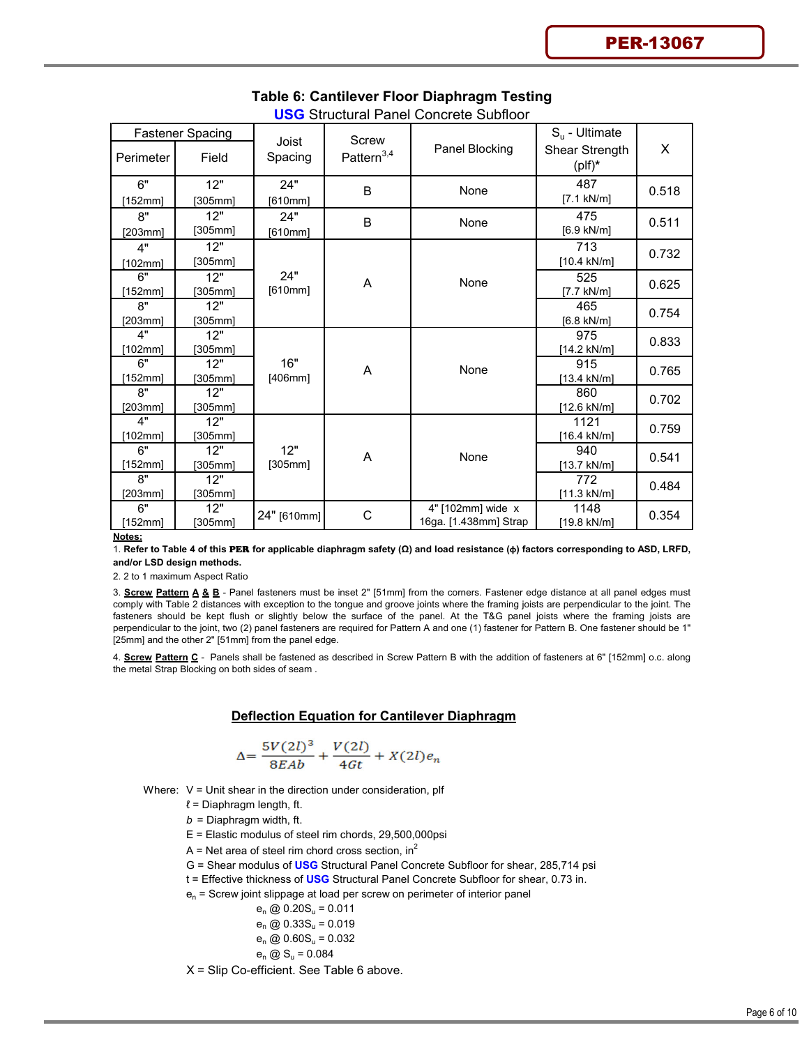## Table 6: Cantilever Floor Diaphragm Testing

**USG** Structural Panel Concrete Subfloor

| Fastener Spacing | | Joist Spacing | Screw Pattern[3,4] | Panel Blocking | $S_u$ - Ultimate Shear Strength (plf)* | X |
|---|---|---|---|---|---|---|
| Perimeter | Field | | | | | |
| 6" [152mm] | 12" [305mm] | 24" [610mm] | B | None | 487 [7.1 kN/m] | 0.518 |
| 8" [203mm] | 12" [305mm] | 24" [610mm] | B | None | 475 [6.9 kN/m] | 0.511 |
| 4" [102mm] | 12" [305mm] | 24" [610mm] | A | None | 713 [10.4 kN/m] | 0.732 |
| 6" [152mm] | 12" [305mm] | | | | 525 [7.7 kN/m] | 0.625 |
| 8" [203mm] | 12" [305mm] | | | | 465 [6.8 kN/m] | 0.754 |
| 4" [102mm] | 12" [305mm] | 16" [406mm] | A | None | 975 [14.2 kN/m] | 0.833 |
| 6" [152mm] | 12" [305mm] | | | | 915 [13.4 kN/m] | 0.765 |
| 8" [203mm] | 12" [305mm] | | | | 860 [12.6 kN/m] | 0.702 |
| 4" [102mm] | 12" [305mm] | 12" [305mm] | A | None | 1121 [16.4 kN/m] | 0.759 |
| 6" [152mm] | 12" [305mm] | | | | 940 [13.7 kN/m] | 0.541 |
| 8" [203mm] | 12" [305mm] | | | | 772 [11.3 kN/m] | 0.484 |
| 6" [152mm] | 12" [305mm] | 24" [610mm] | C | 4" [102mm] wide x 16ga. [1.438mm] Strap | 1148 [19.8 kN/m] | 0.354 |

**Notes:**

1. **Refer to Table 4 of this PER for applicable diaphragm safety (Ω) and load resistance (ϕ) factors corresponding to ASD, LRFD, and/or LSD design methods.**
2. 2 to 1 maximum Aspect Ratio
3. **Screw Pattern A & B** - Panel fasteners must be inset 2" [51mm] from the corners. Fastener edge distance at all panel edges must comply with Table 2 distances with exception to the tongue and groove joints where the framing joists are perpendicular to the joint. The fasteners should be kept flush or slightly below the surface of the panel. At the T&G panel joists where the framing joists are perpendicular to the joint, two (2) panel fasteners are required for Pattern A and one (1) fastener for Pattern B. One fastener should be 1" [25mm] and the other 2" [51mm] from the panel edge.
4. **Screw Pattern C** - Panels shall be fastened as described in Screw Pattern B with the addition of fasteners at 6" [152mm] o.c. along the metal Strap Blocking on both sides of seam .

### Deflection Equation for Cantilever Diaphragm

$$\Delta = \frac{5V(2l)^3}{8EAb} + \frac{V(2l)}{4Gt} + X(2l)e_n$$

Where: $V$ = Unit shear in the direction under consideration, plf

$\ell$ = Diaphragm length, ft.

$b$ = Diaphragm width, ft.

$E$ = Elastic modulus of steel rim chords, 29,500,000psi

$A$ = Net area of steel rim chord cross section, $in^2$

$G$ = Shear modulus of **USG** Structural Panel Concrete Subfloor for shear, 285,714 psi

$t$ = Effective thickness of **USG** Structural Panel Concrete Subfloor for shear, 0.73 in.

$e_n$ = Screw joint slippage at load per screw on perimeter of interior panel

$e_n$ @ $0.20S_u$ = 0.011

$e_n$ @ $0.33S_u$ = 0.019

$e_n$ @ $0.60S_u$ = 0.032

$e_n$ @ $S_u$ = 0.084

$X$ = Slip Co-efficient. See Table 6 above.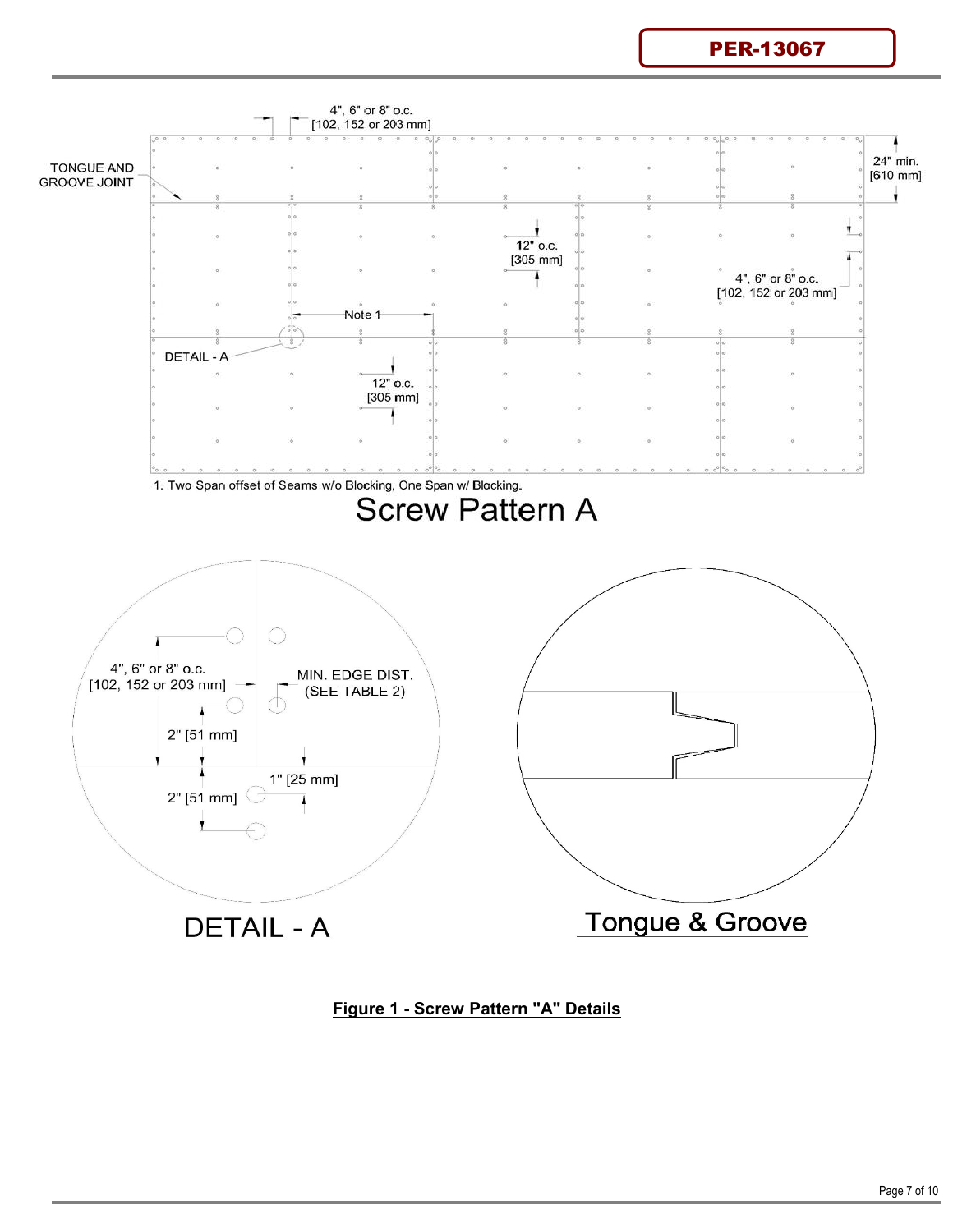4", 6" or 8" o.c.
[102, 152 or 203 mm]

TONGUE AND GROOVE JOINT

24" min.
[610 mm]

12" o.c.
[305 mm]

4", 6" or 8" o.c.
[102, 152 or 203 mm]

Note 1

DETAIL - A

12" o.c.
[305 mm]

1. Two Span offset of Seams w/o Blocking, One Span w/ Blocking.

Screw Pattern A

4", 6" or 8" o.c.
[102, 152 or 203 mm]

MIN. EDGE DIST.
(SEE TABLE 2)

2" [51 mm]

1" [25 mm]

2" [51 mm]

DETAIL - A

Tongue & Groove

**Figure 1 - Screw Pattern "A" Details**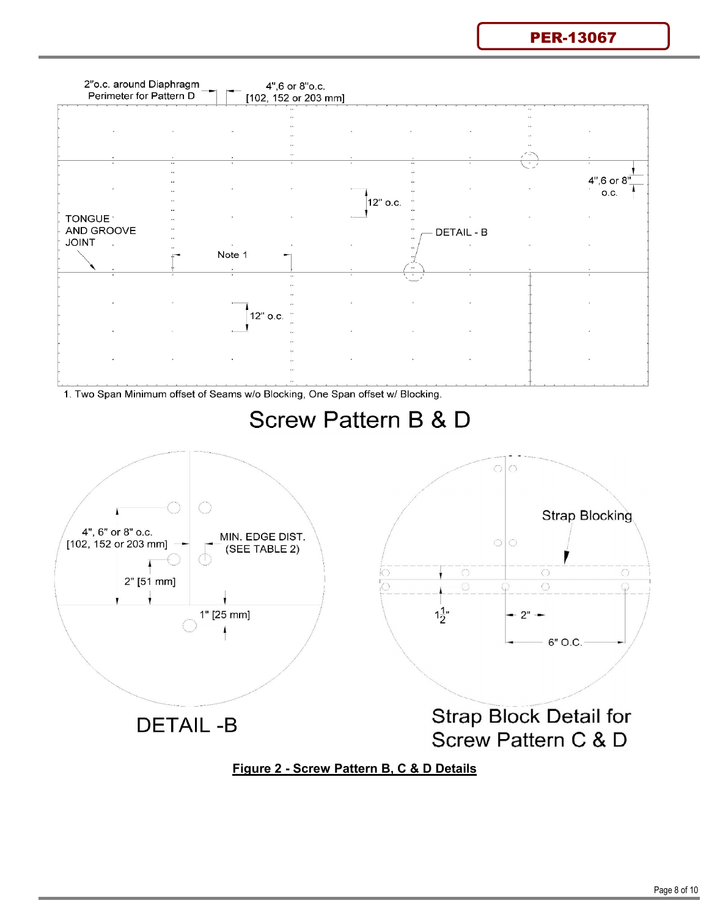2"o.c. around Diaphragm Perimeter for Pattern D

4",6 or 8"o.c. [102, 152 or 203 mm]

4",6 or 8" o.c.

12" o.c.

TONGUE AND GROOVE JOINT

DETAIL - B

Note 1

12" o.c.

1. Two Span Minimum offset of Seams w/o Blocking, One Span offset w/ Blocking.

## Screw Pattern B & D

4", 6" or 8" o.c. [102, 152 or 203 mm]

MIN. EDGE DIST. (SEE TABLE 2)

2" [51 mm]

1" [25 mm]

DETAIL -B

Strap Blocking

$1\frac{1}{2}$"

2"

6" O.C.

Strap Block Detail for Screw Pattern C & D

**Figure 2 - Screw Pattern B, C & D Details**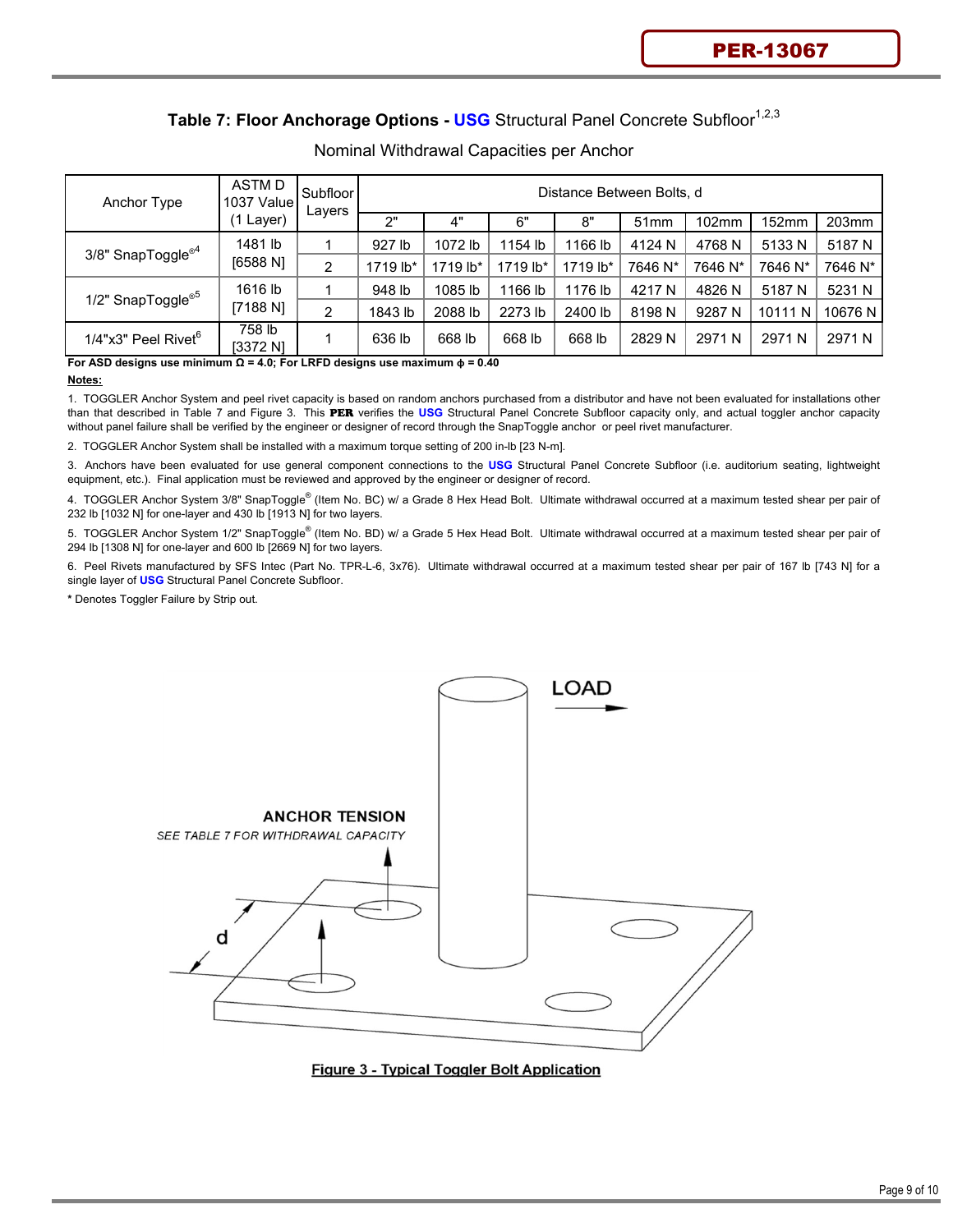## Table 7: Floor Anchorage Options - USG Structural Panel Concrete Subfloor[1,2,3]

Nominal Withdrawal Capacities per Anchor

| Anchor Type | ASTM D 1037 Value (1 Layer) | Subfloor Layers | Distance Between Bolts, d | | | | | | | |
|---|---|---|---|---|---|---|---|---|---|---|
| | | | 2" | 4" | 6" | 8" | 51mm | 102mm | 152mm | 203mm |
| 3/8" SnapToggle®[4] | 1481 lb [6588 N] | 1 | 927 lb | 1072 lb | 1154 lb | 1166 lb | 4124 N | 4768 N | 5133 N | 5187 N |
| | | 2 | 1719 lb* | 1719 lb* | 1719 lb* | 1719 lb* | 7646 N* | 7646 N* | 7646 N* | 7646 N* |
| 1/2" SnapToggle®[5] | 1616 lb [7188 N] | 1 | 948 lb | 1085 lb | 1166 lb | 1176 lb | 4217 N | 4826 N | 5187 N | 5231 N |
| | | 2 | 1843 lb | 2088 lb | 2273 lb | 2400 lb | 8198 N | 9287 N | 10111 N | 10676 N |
| 1/4"x3" Peel Rivet[6] | 758 lb [3372 N] | 1 | 636 lb | 668 lb | 668 lb | 668 lb | 2829 N | 2971 N | 2971 N | 2971 N |

**For ASD designs use minimum Ω = 4.0; For LRFD designs use maximum ϕ = 0.40**

**Notes:**

1. TOGGLER Anchor System and peel rivet capacity is based on random anchors purchased from a distributor and have not been evaluated for installations other than that described in Table 7 and Figure 3. This **PER** verifies the USG Structural Panel Concrete Subfloor capacity only, and actual toggler anchor capacity without panel failure shall be verified by the engineer or designer of record through the SnapToggle anchor or peel rivet manufacturer.

2. TOGGLER Anchor System shall be installed with a maximum torque setting of 200 in-lb [23 N-m].

3. Anchors have been evaluated for use general component connections to the USG Structural Panel Concrete Subfloor (i.e. auditorium seating, lightweight equipment, etc.). Final application must be reviewed and approved by the engineer or designer of record.

4. TOGGLER Anchor System 3/8" SnapToggle® (Item No. BC) w/ a Grade 8 Hex Head Bolt. Ultimate withdrawal occurred at a maximum tested shear per pair of 232 lb [1032 N] for one-layer and 430 lb [1913 N] for two layers.

5. TOGGLER Anchor System 1/2" SnapToggle® (Item No. BD) w/ a Grade 5 Hex Head Bolt. Ultimate withdrawal occurred at a maximum tested shear per pair of 294 lb [1308 N] for one-layer and 600 lb [2669 N] for two layers.

6. Peel Rivets manufactured by SFS Intec (Part No. TPR-L-6, 3x76). Ultimate withdrawal occurred at a maximum tested shear per pair of 167 lb [743 N] for a single layer of USG Structural Panel Concrete Subfloor.

\* Denotes Toggler Failure by Strip out.

LOAD

ANCHOR TENSION

*SEE TABLE 7 FOR WITHDRAWAL CAPACITY*

d

Figure 3 - Typical Toggler Bolt Application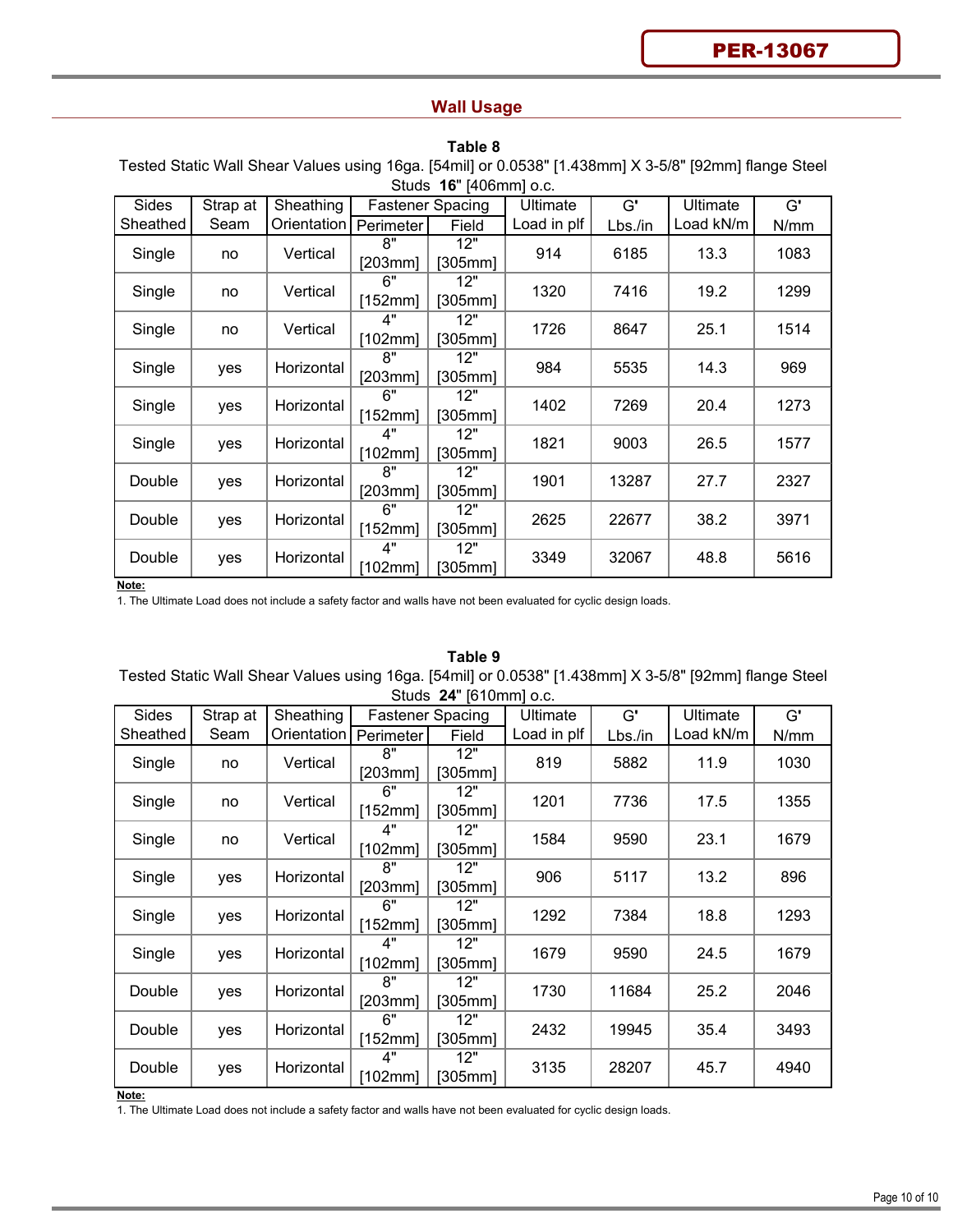## Wall Usage

**Table 8**

Tested Static Wall Shear Values using 16ga. [54mil] or 0.0538" [1.438mm] X 3-5/8" [92mm] flange Steel Studs **16"** [406mm] o.c.

| Sides Sheathed | Strap at Seam | Sheathing Orientation | Fastener Spacing | | Ultimate Load in plf | G' Lbs./in | Ultimate Load kN/m | G' N/mm |
|---|---|---|---|---|---|---|---|---|
| | | | Perimeter | Field | | | | |
| Single | no | Vertical | 8" [203mm] | 12" [305mm] | 914 | 6185 | 13.3 | 1083 |
| Single | no | Vertical | 6" [152mm] | 12" [305mm] | 1320 | 7416 | 19.2 | 1299 |
| Single | no | Vertical | 4" [102mm] | 12" [305mm] | 1726 | 8647 | 25.1 | 1514 |
| Single | yes | Horizontal | 8" [203mm] | 12" [305mm] | 984 | 5535 | 14.3 | 969 |
| Single | yes | Horizontal | 6" [152mm] | 12" [305mm] | 1402 | 7269 | 20.4 | 1273 |
| Single | yes | Horizontal | 4" [102mm] | 12" [305mm] | 1821 | 9003 | 26.5 | 1577 |
| Double | yes | Horizontal | 8" [203mm] | 12" [305mm] | 1901 | 13287 | 27.7 | 2327 |
| Double | yes | Horizontal | 6" [152mm] | 12" [305mm] | 2625 | 22677 | 38.2 | 3971 |
| Double | yes | Horizontal | 4" [102mm] | 12" [305mm] | 3349 | 32067 | 48.8 | 5616 |

**Note:**

1. The Ultimate Load does not include a safety factor and walls have not been evaluated for cyclic design loads.

**Table 9**

Tested Static Wall Shear Values using 16ga. [54mil] or 0.0538" [1.438mm] X 3-5/8" [92mm] flange Steel Studs **24"** [610mm] o.c.

| Sides Sheathed | Strap at Seam | Sheathing Orientation | Fastener Spacing | | Ultimate Load in plf | G' Lbs./in | Ultimate Load kN/m | G' N/mm |
|---|---|---|---|---|---|---|---|---|
| | | | Perimeter | Field | | | | |
| Single | no | Vertical | 8" [203mm] | 12" [305mm] | 819 | 5882 | 11.9 | 1030 |
| Single | no | Vertical | 6" [152mm] | 12" [305mm] | 1201 | 7736 | 17.5 | 1355 |
| Single | no | Vertical | 4" [102mm] | 12" [305mm] | 1584 | 9590 | 23.1 | 1679 |
| Single | yes | Horizontal | 8" [203mm] | 12" [305mm] | 906 | 5117 | 13.2 | 896 |
| Single | yes | Horizontal | 6" [152mm] | 12" [305mm] | 1292 | 7384 | 18.8 | 1293 |
| Single | yes | Horizontal | 4" [102mm] | 12" [305mm] | 1679 | 9590 | 24.5 | 1679 |
| Double | yes | Horizontal | 8" [203mm] | 12" [305mm] | 1730 | 11684 | 25.2 | 2046 |
| Double | yes | Horizontal | 6" [152mm] | 12" [305mm] | 2432 | 19945 | 35.4 | 3493 |
| Double | yes | Horizontal | 4" [102mm] | 12" [305mm] | 3135 | 28207 | 45.7 | 4940 |

**Note:**

1. The Ultimate Load does not include a safety factor and walls have not been evaluated for cyclic design loads.